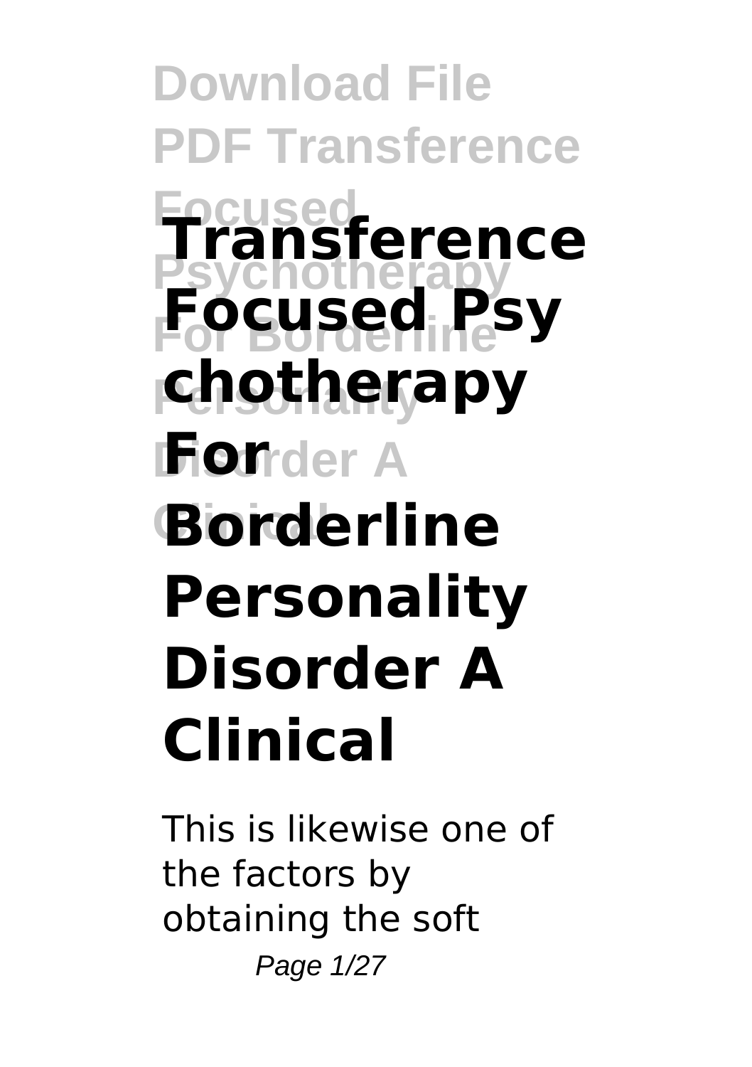# Transference Focused Psychotherapy For Borderline Personality Disorder A Clinical

This is likewise one of the factors by obtaining the soft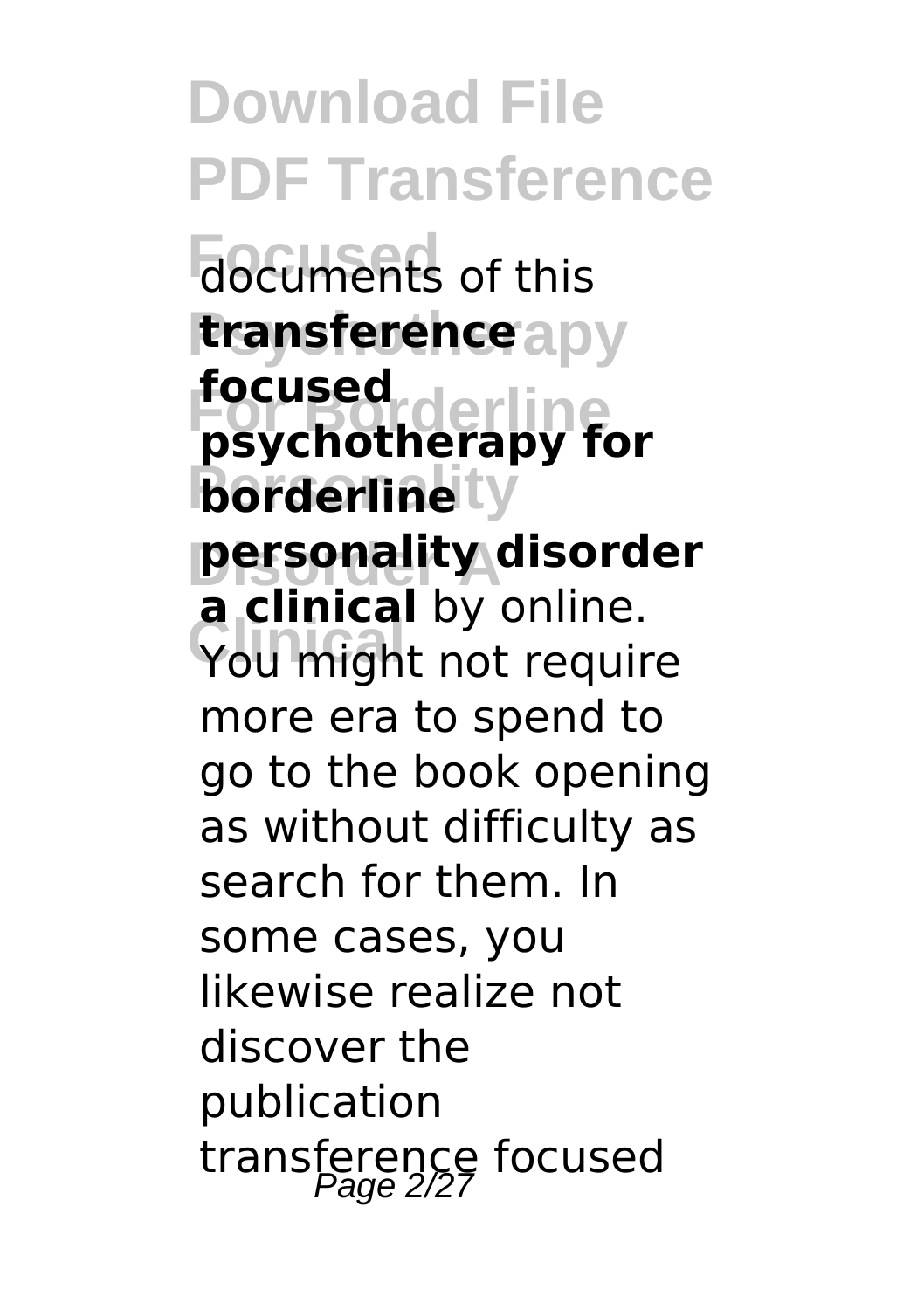documents of this **transference focused psychotherapy for borderline personality disorder a clinical** by online. You might not require more era to spend to go to the book opening as without difficulty as search for them. In some cases, you likewise realize not discover the publication transference focused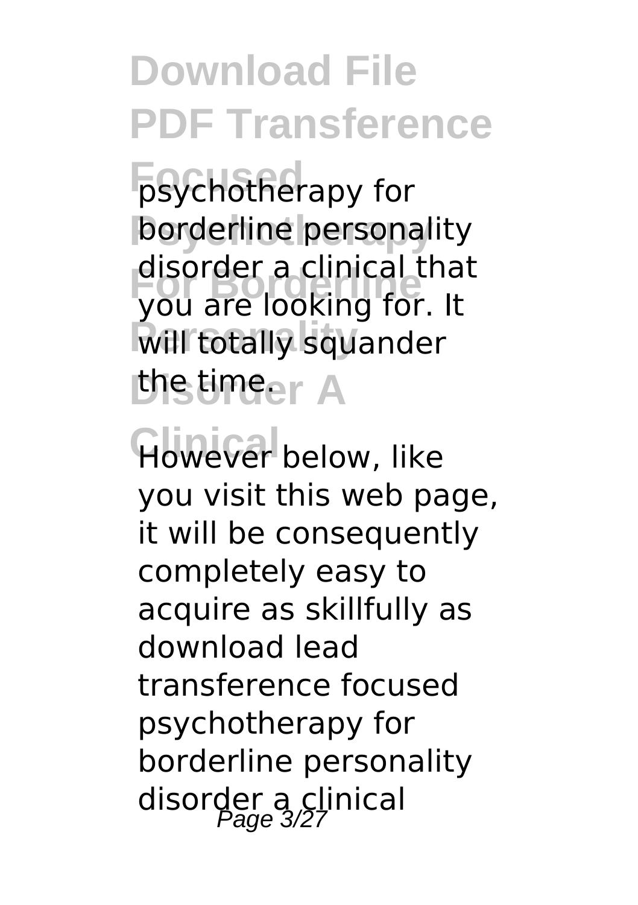psychotherapy for borderline personality disorder a clinical that you are looking for. It will totally squander the time.

However below, like you visit this web page, it will be consequently completely easy to acquire as skillfully as download lead transference focused psychotherapy for borderline personality disorder a clinical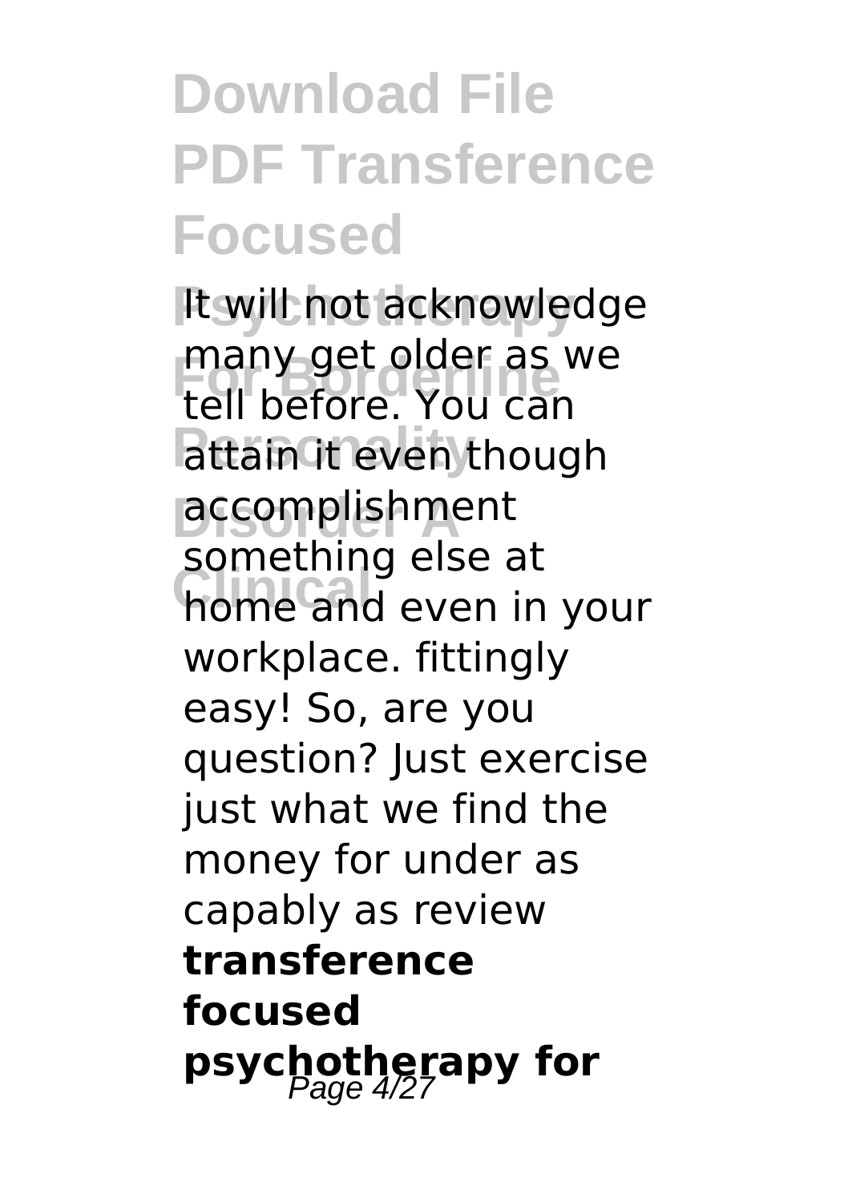It will not acknowledge many get older as we tell before. You can attain it even though accomplishment something else at home and even in your workplace. fittingly easy! So, are you question? Just exercise just what we find the money for under as capably as review **transference focused psychotherapy for**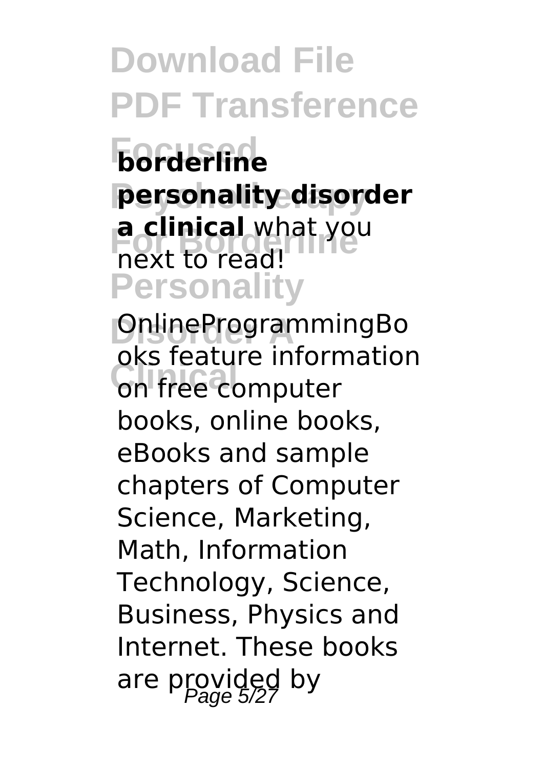**borderline personality disorder a clinical** what you next to read!

OnlineProgrammingBooks feature information on free computer books, online books, eBooks and sample chapters of Computer Science, Marketing, Math, Information Technology, Science, Business, Physics and Internet. These books are provided by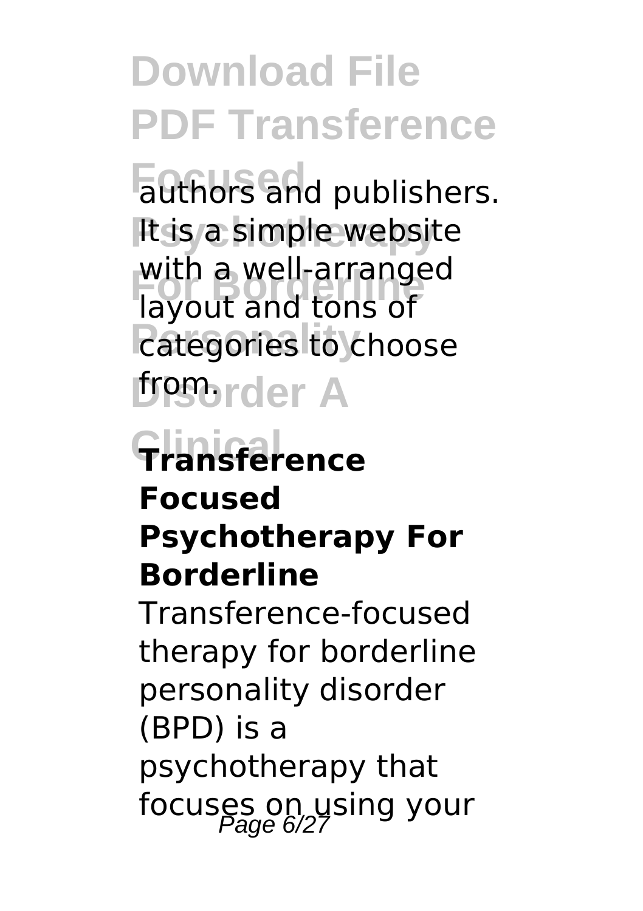authors and publishers. It is a simple website with a well-arranged layout and tons of categories to choose from.

## Transference Focused Psychotherapy For Borderline

Transference-focused therapy for borderline personality disorder (BPD) is a psychotherapy that focuses on using your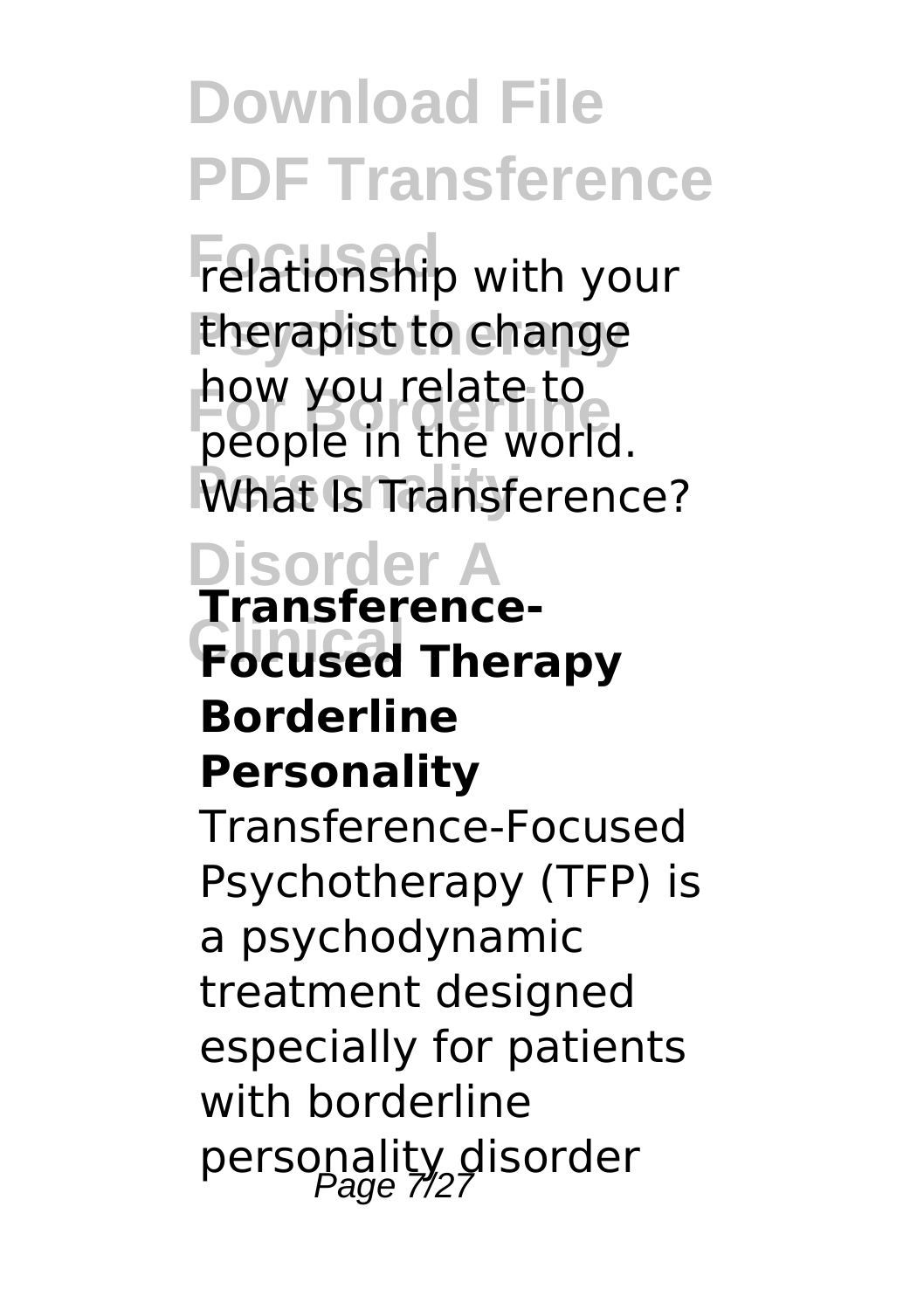relationship with your therapist to change how you relate to people in the world. What Is Transference?

**Transference-Focused Therapy Borderline Personality**

Transference-Focused Psychotherapy (TFP) is a psychodynamic treatment designed especially for patients with borderline personality disorder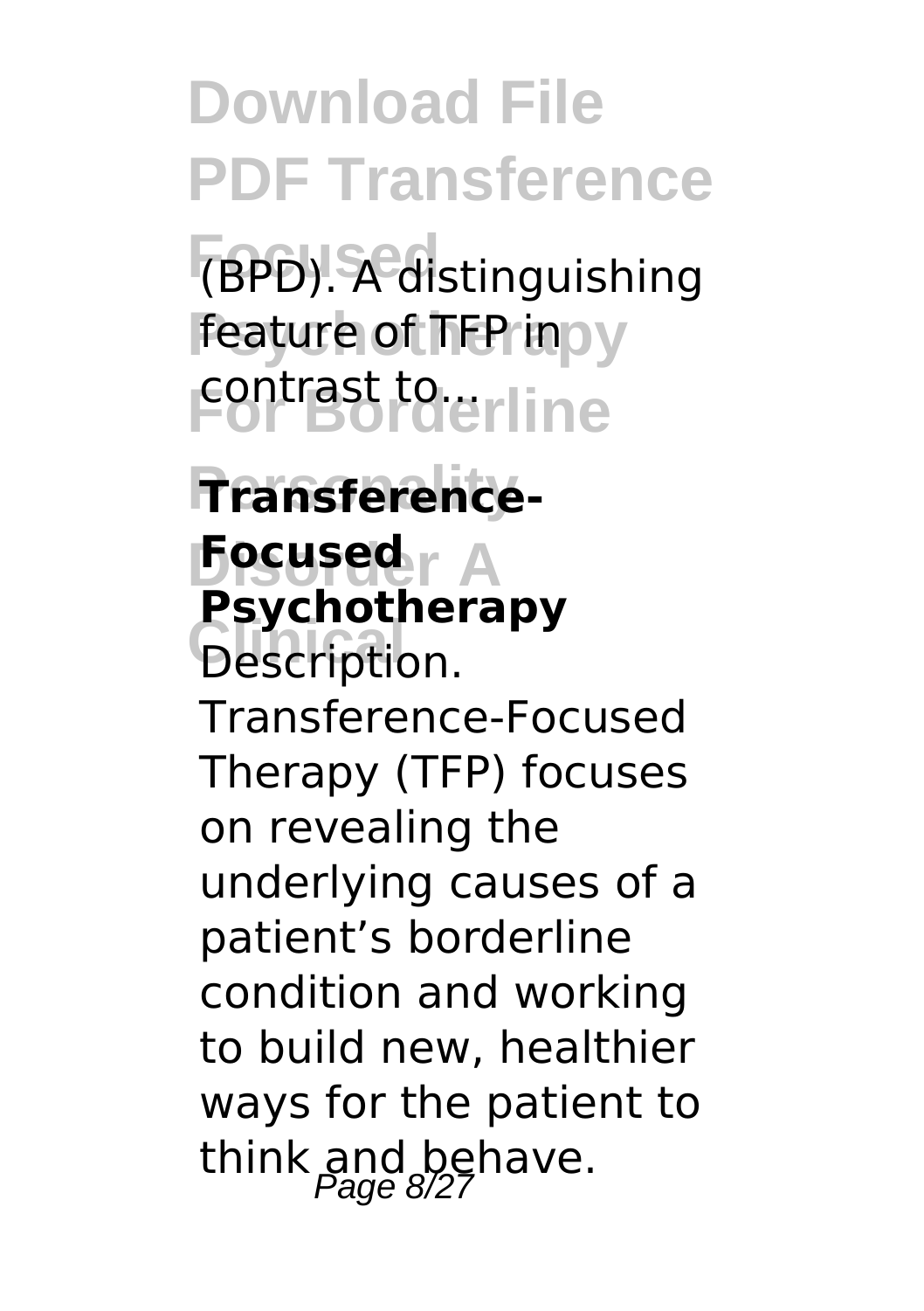(BPD). A distinguishing feature of TFP in contrast to...

**Transference-Focused Psychotherapy**

Description. Transference-Focused Therapy (TFP) focuses on revealing the underlying causes of a patient's borderline condition and working to build new, healthier ways for the patient to think and behave.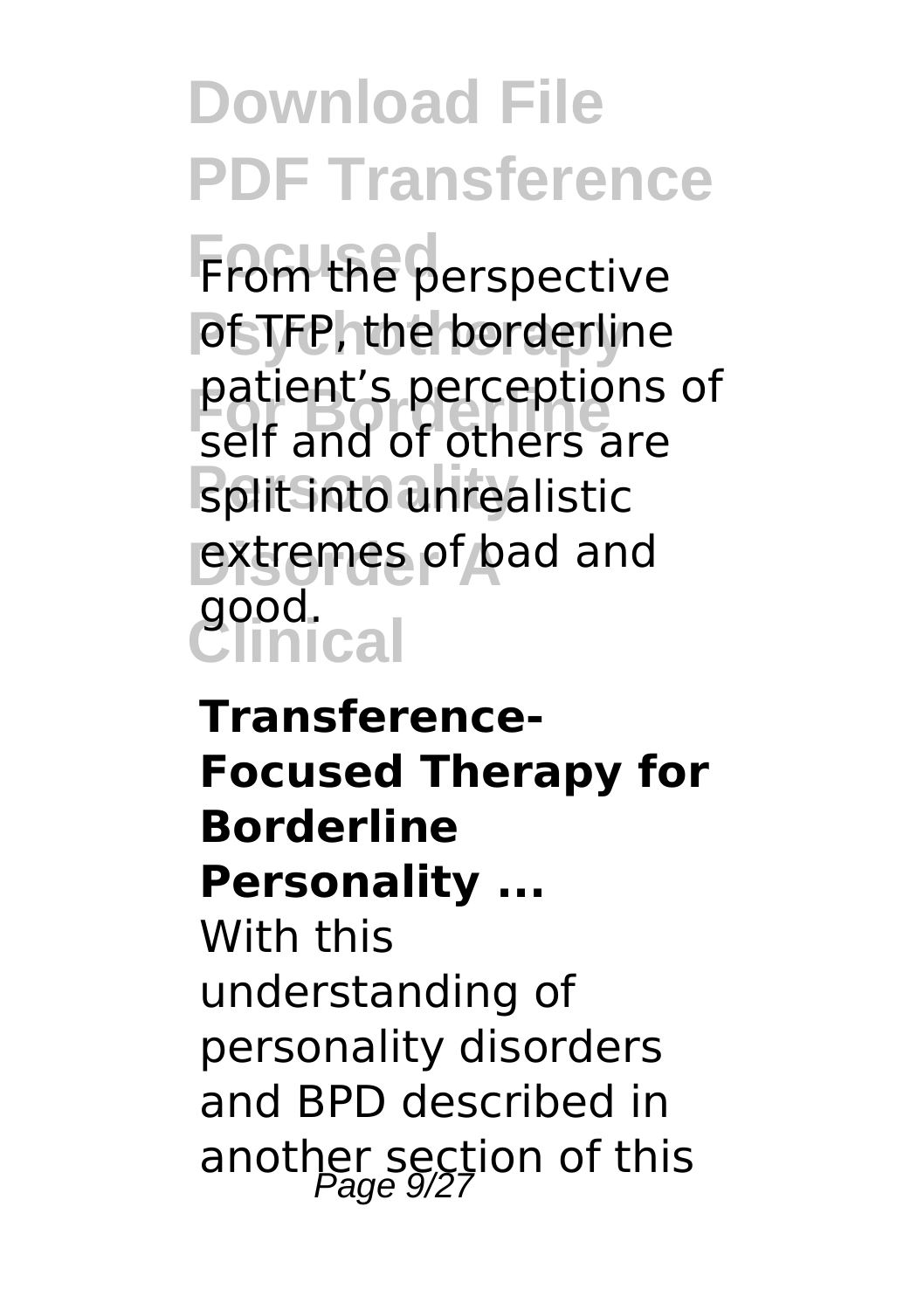From the perspective of TFP, the borderline patient's perceptions of self and of others are split into unrealistic extremes of bad and good.

**Transference-Focused Therapy for Borderline Personality ...**

With this understanding of personality disorders and BPD described in another section of this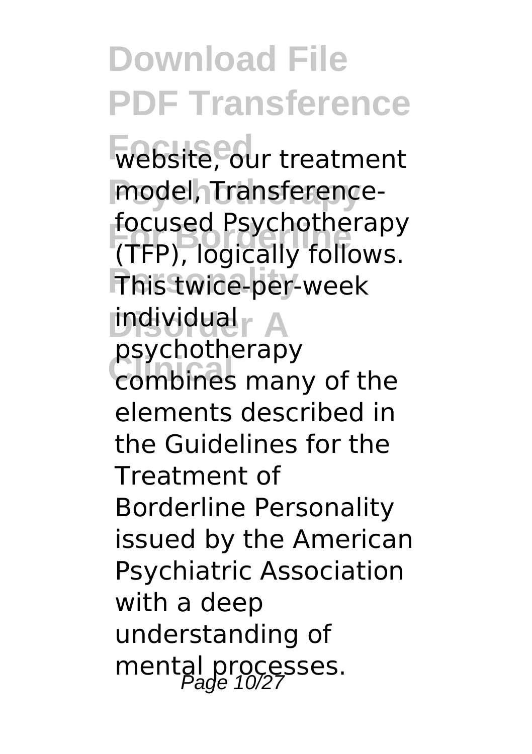website, our treatment model, Transference-focused Psychotherapy (TFP), logically follows. This twice-per-week individual psychotherapy combines many of the elements described in the Guidelines for the Treatment of Borderline Personality issued by the American Psychiatric Association with a deep understanding of mental processes.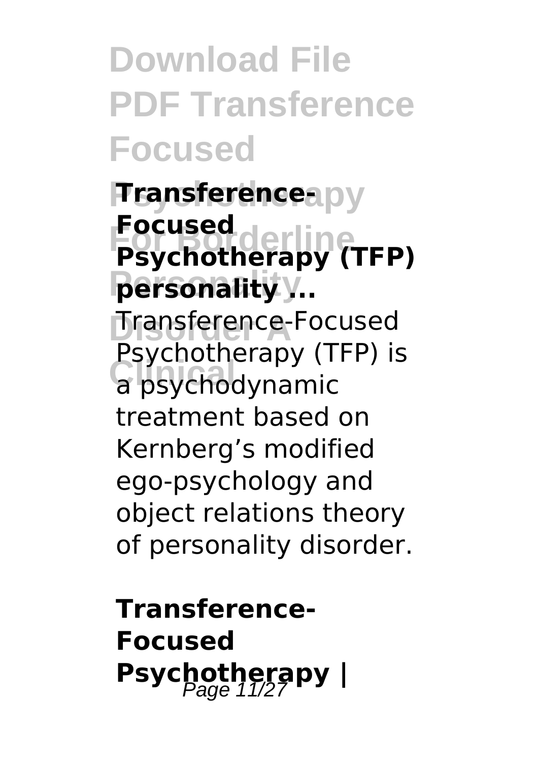**Transference-Focused Psychotherapy (TFP) personality ...**

Transference-Focused Psychotherapy (TFP) is a psychodynamic treatment based on Kernberg's modified ego-psychology and object relations theory of personality disorder.

**Transference-Focused Psychotherapy |**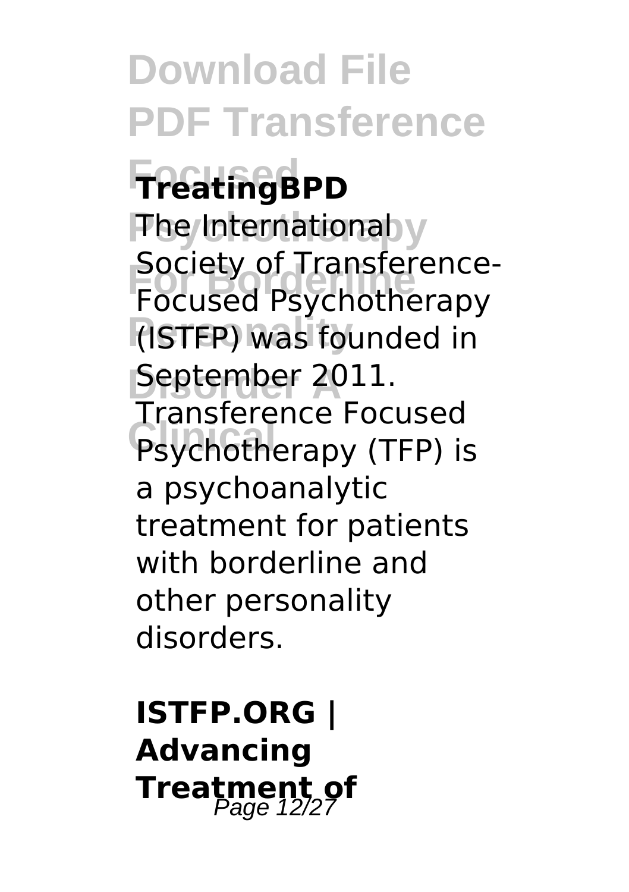**TreatingBPD**

The International Society of Transference-Focused Psychotherapy (ISTFP) was founded in September 2011. Transference Focused Psychotherapy (TFP) is a psychoanalytic treatment for patients with borderline and other personality disorders.

**ISTFP.ORG | Advancing Treatment of**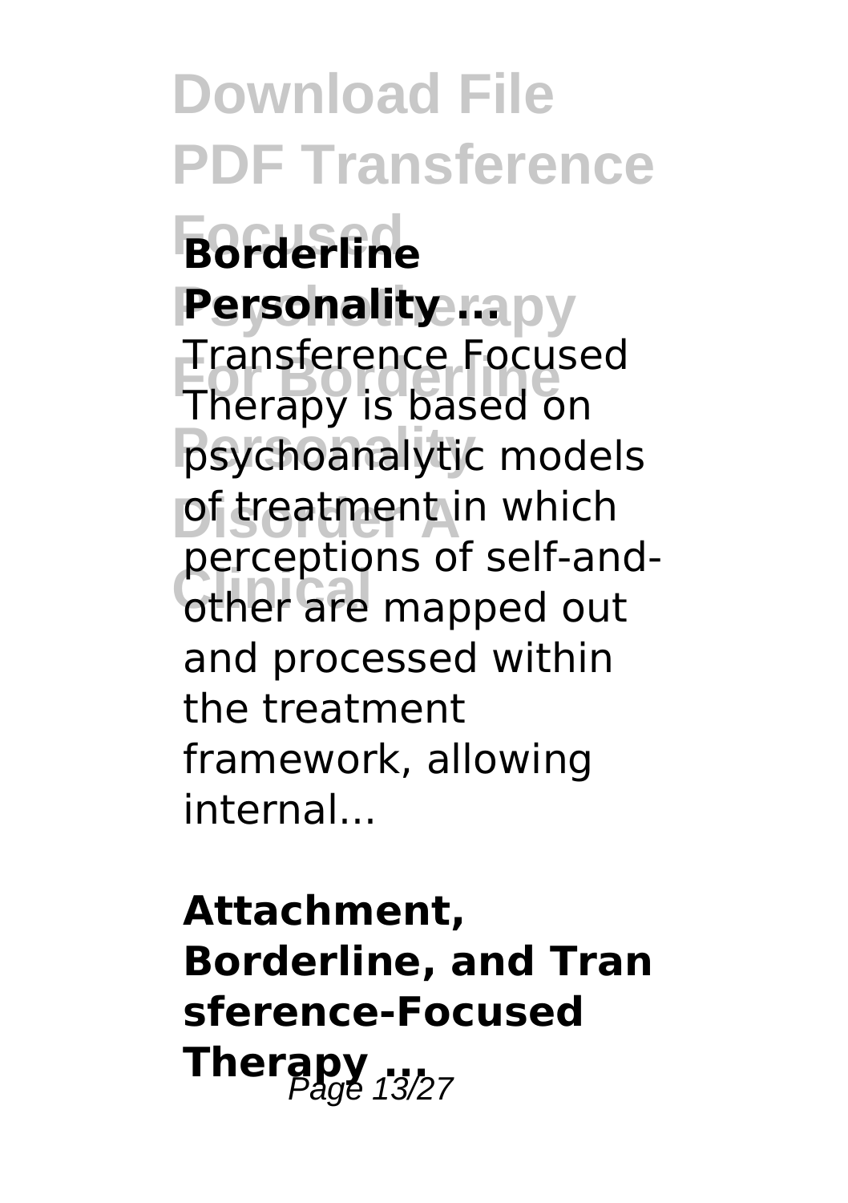**Borderline Personality ...**

Transference Focused Therapy is based on psychoanalytic models of treatment in which perceptions of self-and-other are mapped out and processed within the treatment framework, allowing internal...

**Attachment, Borderline, and Transference-Focused Therapy ...**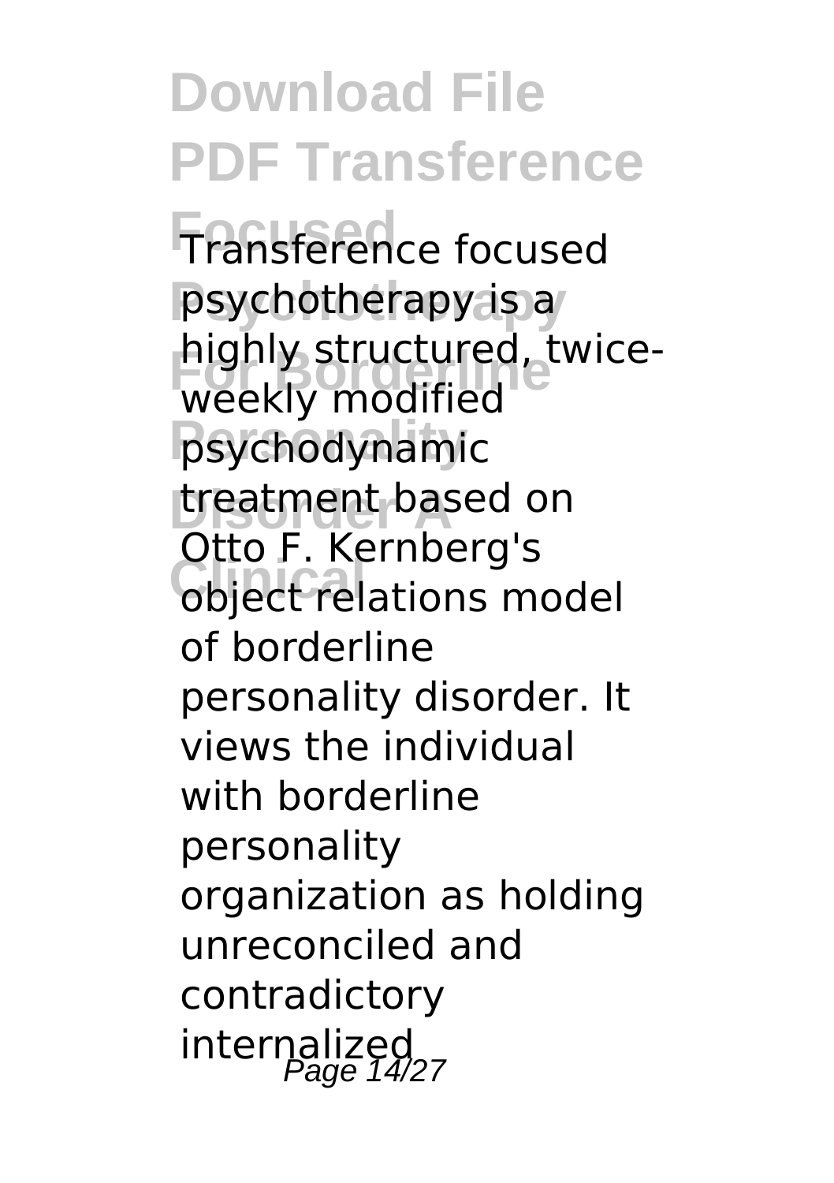Transference focused psychotherapy is a highly structured, twice-weekly modified psychodynamic treatment based on Otto F. Kernberg's object relations model of borderline personality disorder. It views the individual with borderline personality organization as holding unreconciled and contradictory internalized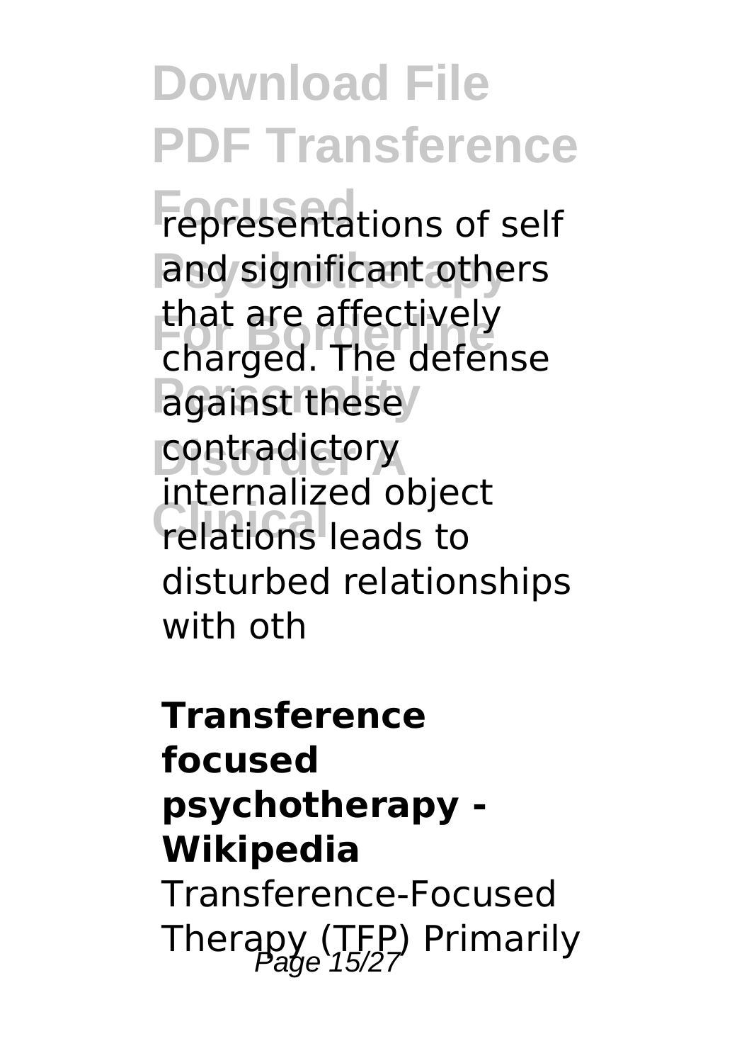representations of self and significant others that are affectively charged. The defense against these contradictory internalized object relations leads to disturbed relationships with oth

**Transference focused psychotherapy - Wikipedia**

Transference-Focused Therapy (TFP) Primarily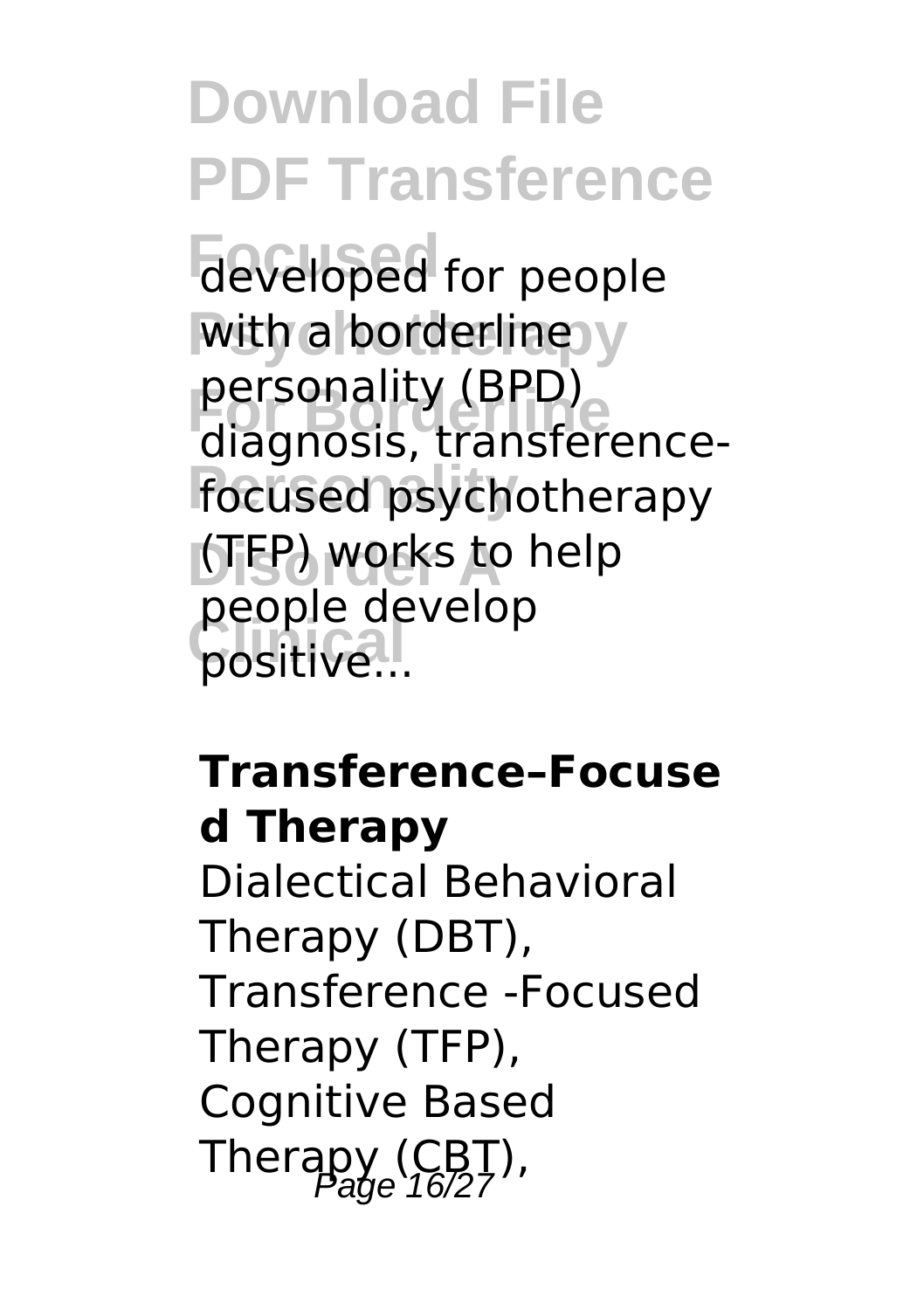developed for people with a borderline personality (BPD) diagnosis, transference-focused psychotherapy (TFP) works to help people develop positive...

**Transference–Focused Therapy**

Dialectical Behavioral Therapy (DBT), Transference -Focused Therapy (TFP), Cognitive Based Therapy (CBT),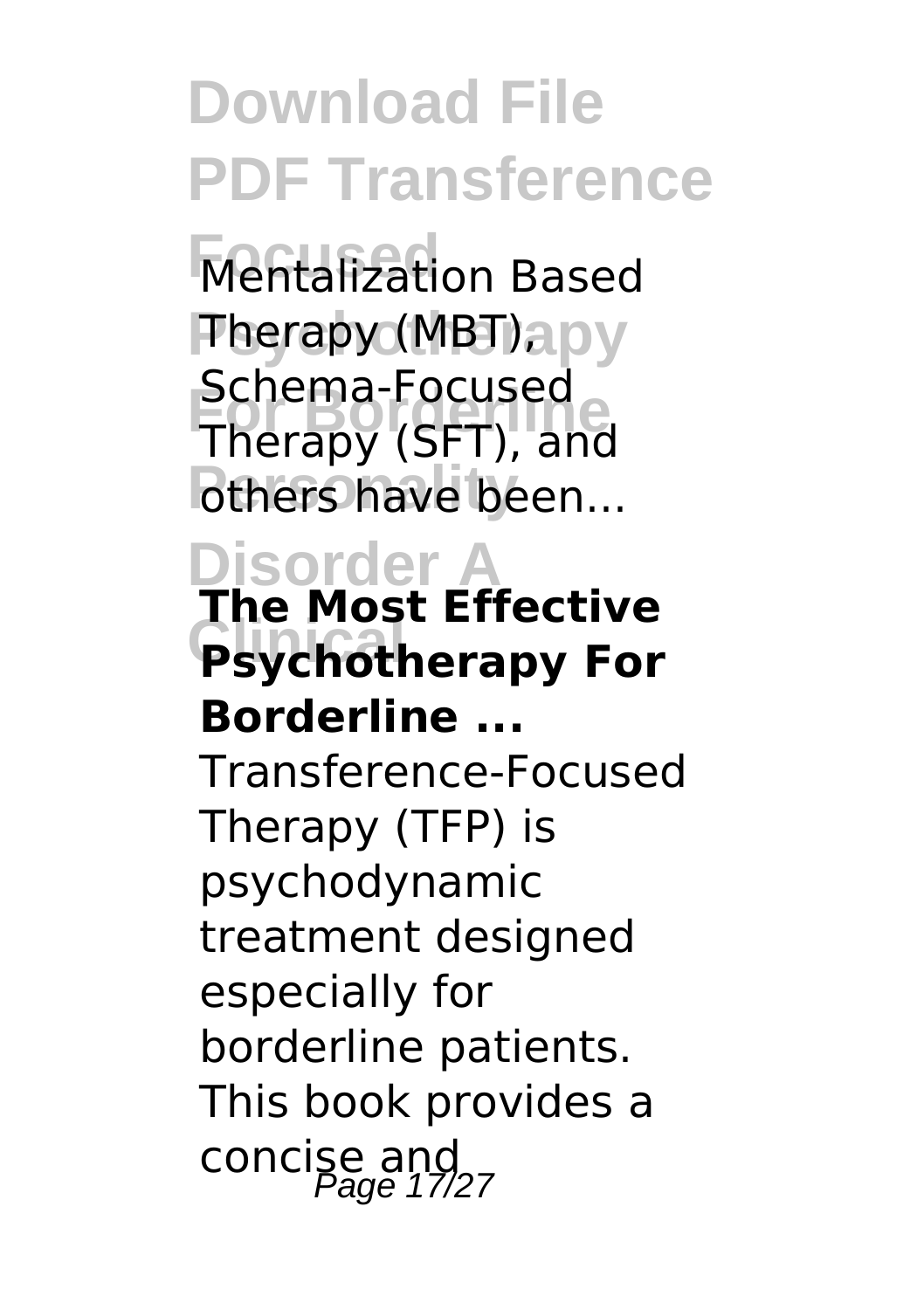Mentalization Based Therapy (MBT), Schema-Focused Therapy (SFT), and others have been...

## The Most Effective Psychotherapy For Borderline ...

Transference-Focused Therapy (TFP) is psychodynamic treatment designed especially for borderline patients. This book provides a concise and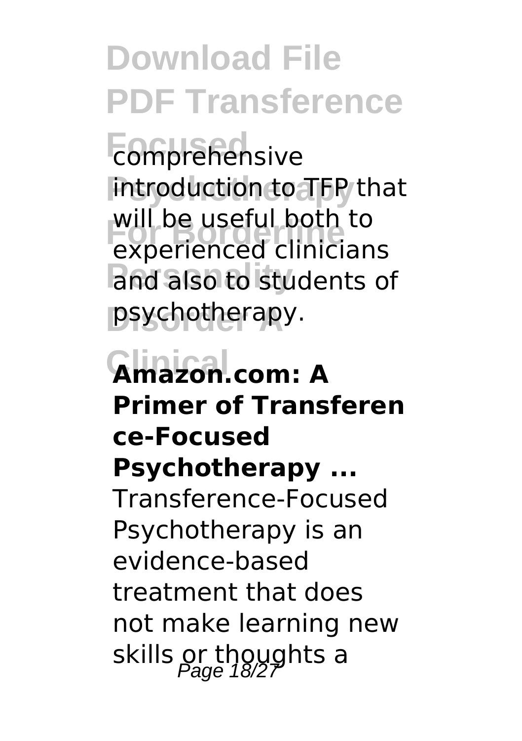comprehensive introduction to TFP that will be useful both to experienced clinicians and also to students of psychotherapy.

**Amazon.com: A Primer of Transference-Focused Psychotherapy ...**

Transference-Focused Psychotherapy is an evidence-based treatment that does not make learning new skills or thoughts a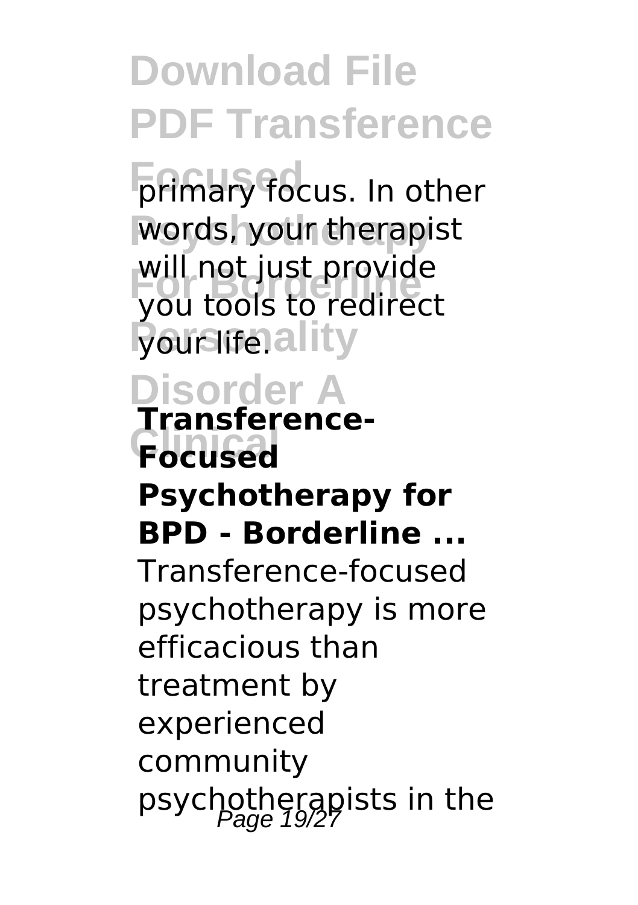primary focus. In other words, your therapist will not just provide you tools to redirect your life.

### Transference-Focused Psychotherapy for BPD - Borderline ...

Transference-focused psychotherapy is more efficacious than treatment by experienced community psychotherapists in the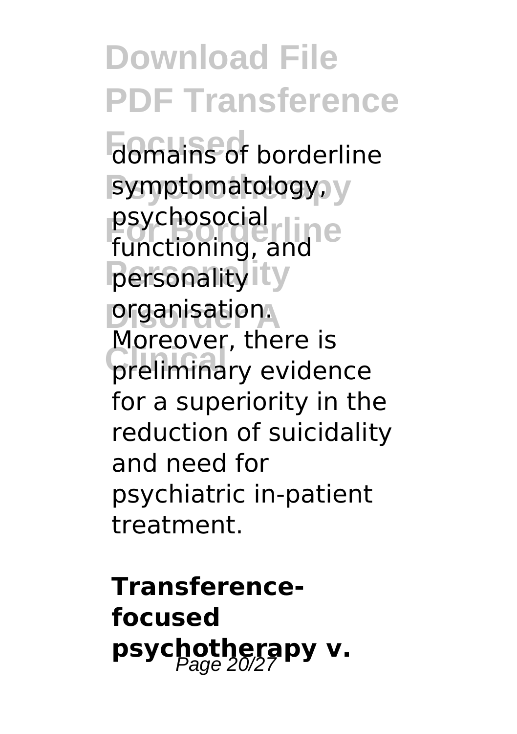domains of borderline symptomatology, psychosocial functioning, and personality organisation. Moreover, there is preliminary evidence for a superiority in the reduction of suicidality and need for psychiatric in-patient treatment.

**Transference-focused psychotherapy v.**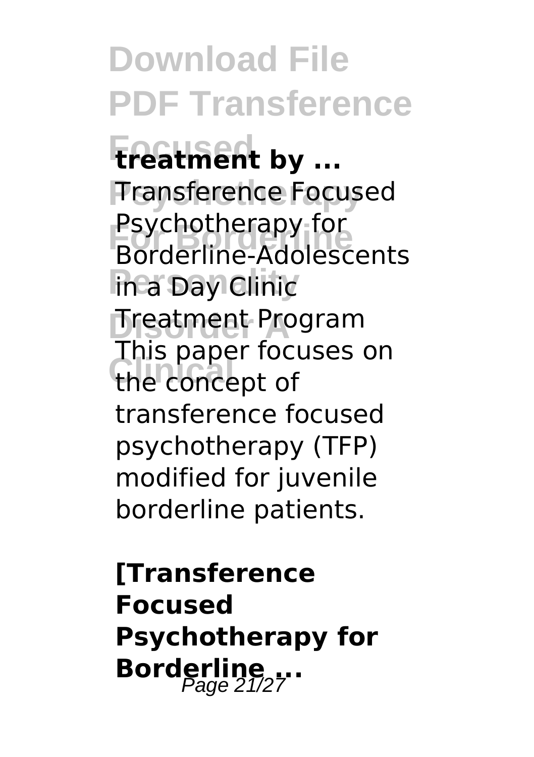**treatment by ...**

Transference Focused Psychotherapy for Borderline-Adolescents in a Day Clinic Treatment Program This paper focuses on the concept of transference focused psychotherapy (TFP) modified for juvenile borderline patients.

**[Transference Focused Psychotherapy for Borderline ...**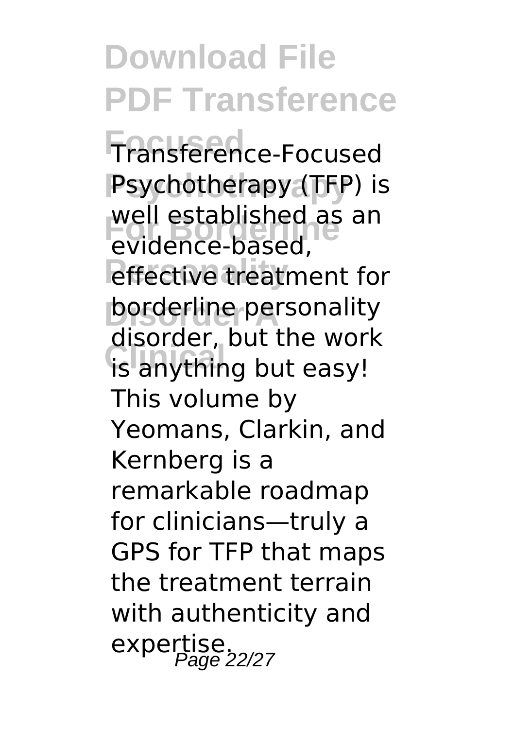Transference-Focused Psychotherapy (TFP) is well established as an evidence-based, effective treatment for borderline personality disorder, but the work is anything but easy! This volume by Yeomans, Clarkin, and Kernberg is a remarkable roadmap for clinicians—truly a GPS for TFP that maps the treatment terrain with authenticity and expertise.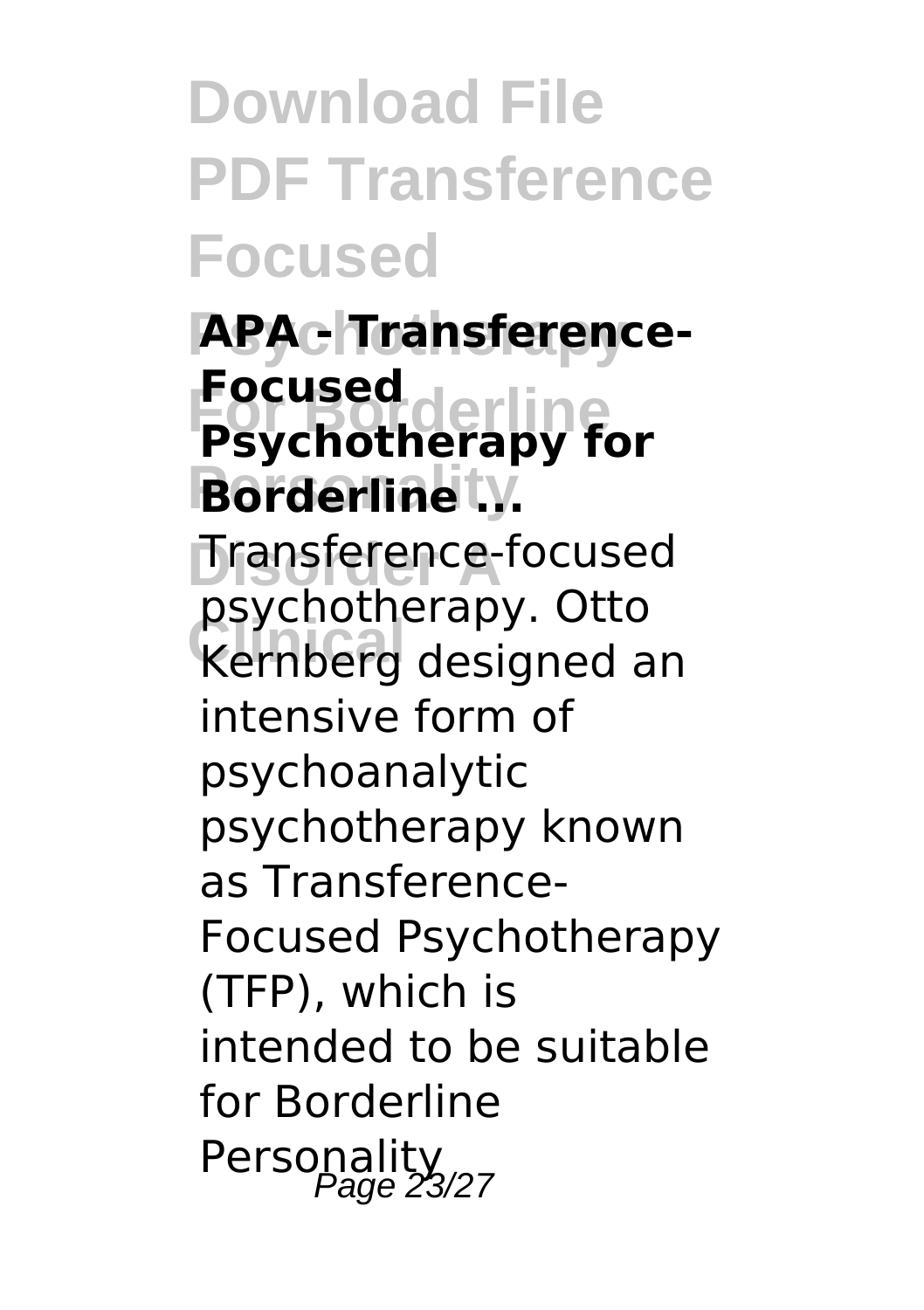**APA - Transference-Focused Psychotherapy for Borderline ...**

Transference-focused psychotherapy. Otto Kernberg designed an intensive form of psychoanalytic psychotherapy known as Transference-Focused Psychotherapy (TFP), which is intended to be suitable for Borderline Personality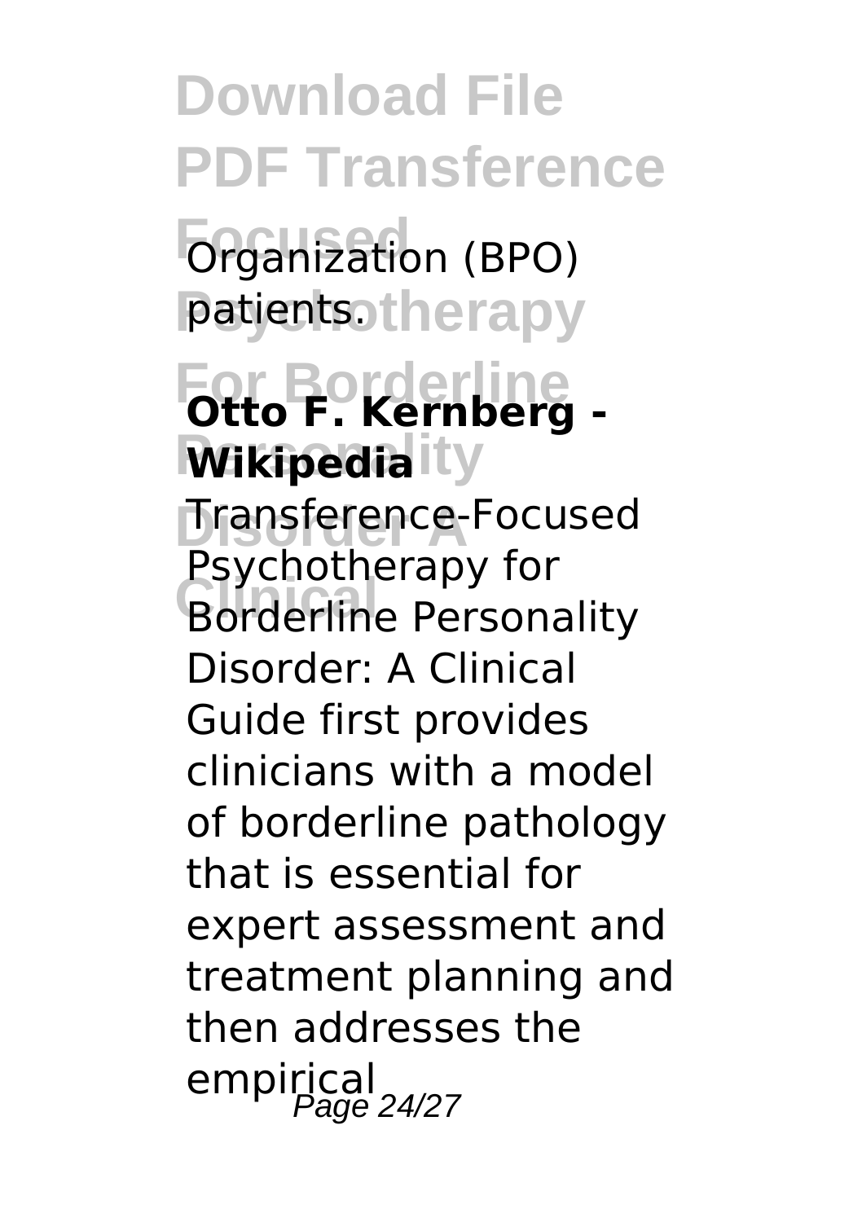Organization (BPO) patients.

**Otto F. Kernberg - Wikipedia**

Transference-Focused Psychotherapy for Borderline Personality Disorder: A Clinical Guide first provides clinicians with a model of borderline pathology that is essential for expert assessment and treatment planning and then addresses the empirical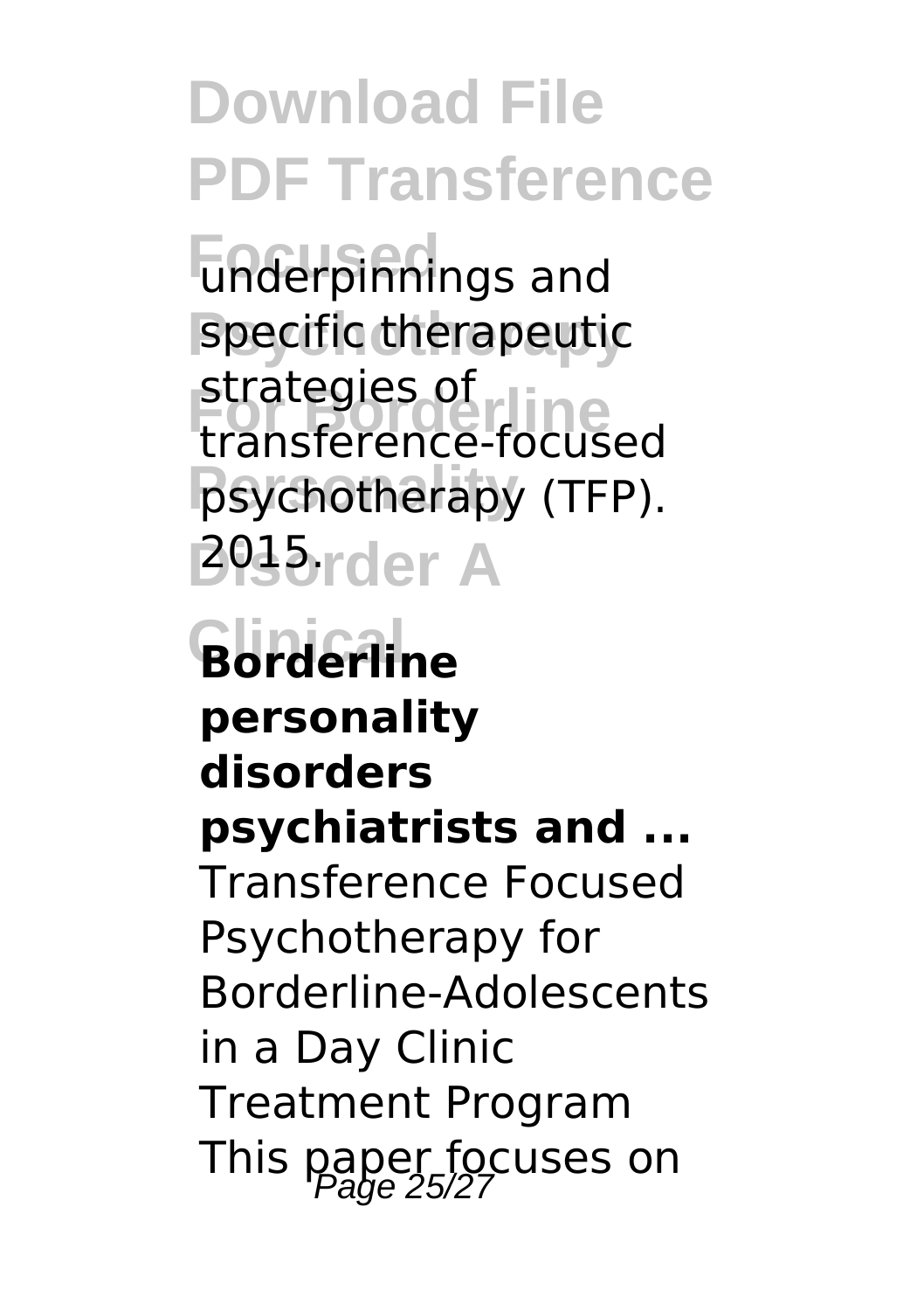underpinnings and specific therapeutic strategies of transference-focused psychotherapy (TFP). 2015.

**Borderline personality disorders psychiatrists and ...**

Transference Focused Psychotherapy for Borderline-Adolescents in a Day Clinic Treatment Program This paper focuses on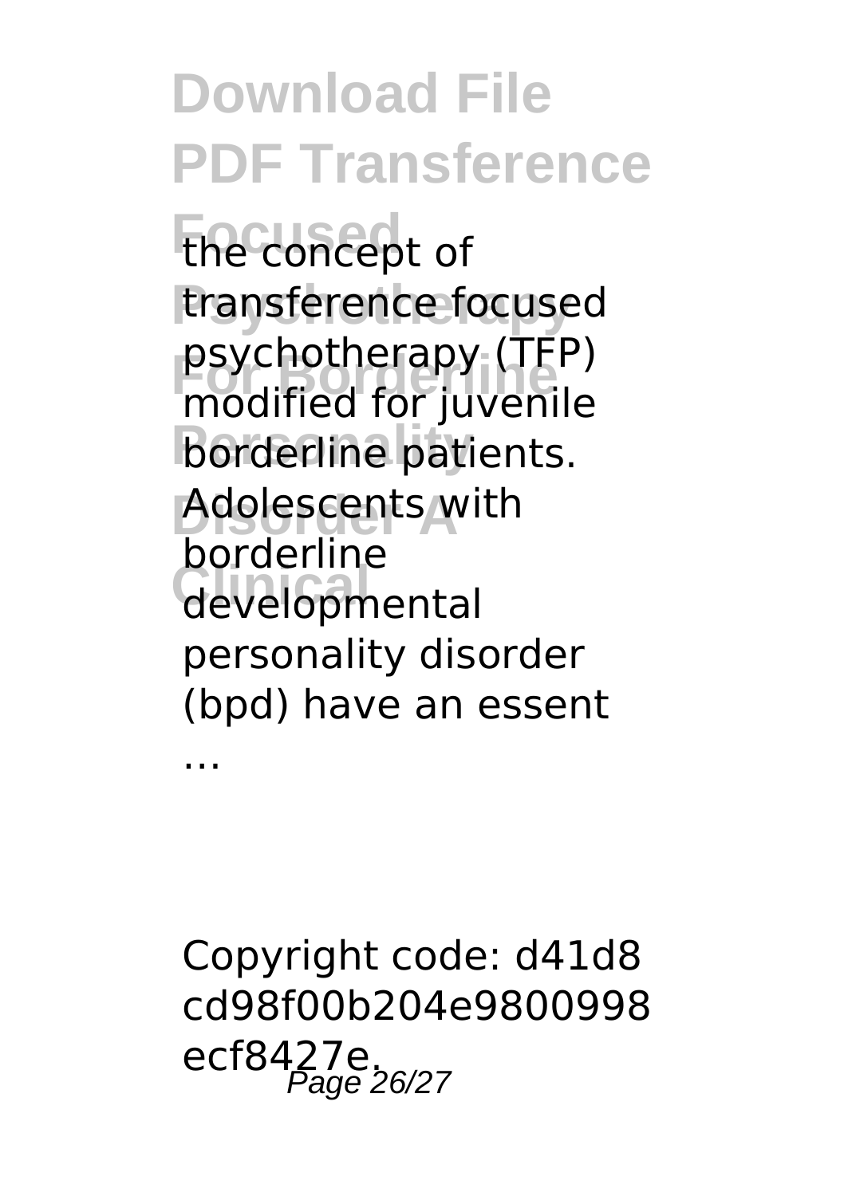the concept of transference focused psychotherapy (TFP) modified for juvenile borderline patients. Adolescents with borderline developmental personality disorder (bpd) have an essent …

Copyright code: d41d8cd98f00b204e9800998ecf8427e.